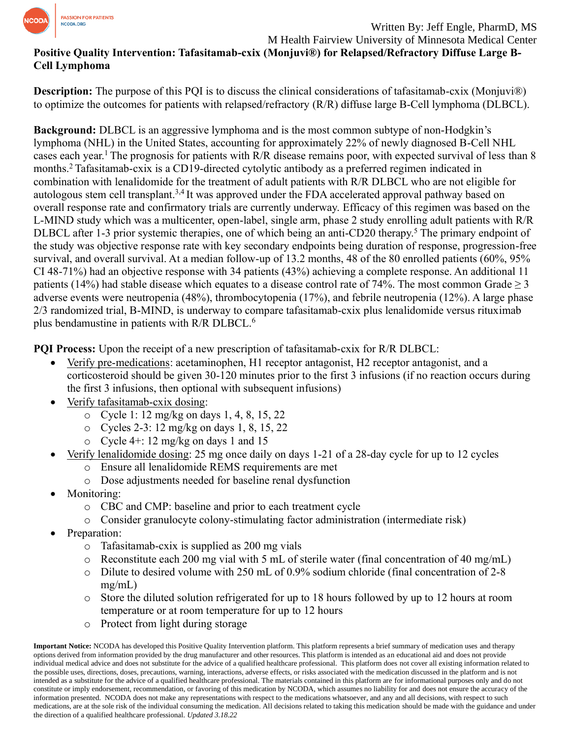Written By: Jeff Engle, PharmD, MS
M Health Fairview University of Minnesota Medical Center

**Positive Quality Intervention: Tafasitamab-cxix (Monjuvi®) for Relapsed/Refractory Diffuse Large B-Cell Lymphoma**

**Description:** The purpose of this PQI is to discuss the clinical considerations of tafasitamab-cxix (Monjuvi®) to optimize the outcomes for patients with relapsed/refractory (R/R) diffuse large B-Cell lymphoma (DLBCL).

**Background:** DLBCL is an aggressive lymphoma and is the most common subtype of non-Hodgkin's lymphoma (NHL) in the United States, accounting for approximately 22% of newly diagnosed B-Cell NHL cases each year.[1] The prognosis for patients with R/R disease remains poor, with expected survival of less than 8 months.[2] Tafasitamab-cxix is a CD19-directed cytolytic antibody as a preferred regimen indicated in combination with lenalidomide for the treatment of adult patients with R/R DLBCL who are not eligible for autologous stem cell transplant.[3,4] It was approved under the FDA accelerated approval pathway based on overall response rate and confirmatory trials are currently underway. Efficacy of this regimen was based on the L-MIND study which was a multicenter, open-label, single arm, phase 2 study enrolling adult patients with R/R DLBCL after 1-3 prior systemic therapies, one of which being an anti-CD20 therapy.[5] The primary endpoint of the study was objective response rate with key secondary endpoints being duration of response, progression-free survival, and overall survival. At a median follow-up of 13.2 months, 48 of the 80 enrolled patients (60%, 95% CI 48-71%) had an objective response with 34 patients (43%) achieving a complete response. An additional 11 patients (14%) had stable disease which equates to a disease control rate of 74%. The most common Grade ≥ 3 adverse events were neutropenia (48%), thrombocytopenia (17%), and febrile neutropenia (12%). A large phase 2/3 randomized trial, B-MIND, is underway to compare tafasitamab-cxix plus lenalidomide versus rituximab plus bendamustine in patients with R/R DLBCL.[6]

**PQI Process:** Upon the receipt of a new prescription of tafasitamab-cxix for R/R DLBCL:

- Verify pre-medications: acetaminophen, H1 receptor antagonist, H2 receptor antagonist, and a corticosteroid should be given 30-120 minutes prior to the first 3 infusions (if no reaction occurs during the first 3 infusions, then optional with subsequent infusions)
- Verify tafasitamab-cxix dosing:
  - Cycle 1: 12 mg/kg on days 1, 4, 8, 15, 22
  - Cycles 2-3: 12 mg/kg on days 1, 8, 15, 22
  - Cycle 4+: 12 mg/kg on days 1 and 15
- Verify lenalidomide dosing: 25 mg once daily on days 1-21 of a 28-day cycle for up to 12 cycles
  - Ensure all lenalidomide REMS requirements are met
  - Dose adjustments needed for baseline renal dysfunction
- Monitoring:
  - CBC and CMP: baseline and prior to each treatment cycle
  - Consider granulocyte colony-stimulating factor administration (intermediate risk)
- Preparation:
  - Tafasitamab-cxix is supplied as 200 mg vials
  - Reconstitute each 200 mg vial with 5 mL of sterile water (final concentration of 40 mg/mL)
  - Dilute to desired volume with 250 mL of 0.9% sodium chloride (final concentration of 2-8 mg/mL)
  - Store the diluted solution refrigerated for up to 18 hours followed by up to 12 hours at room temperature or at room temperature for up to 12 hours
  - Protect from light during storage

**Important Notice:** NCODA has developed this Positive Quality Intervention platform. This platform represents a brief summary of medication uses and therapy options derived from information provided by the drug manufacturer and other resources. This platform is intended as an educational aid and does not provide individual medical advice and does not substitute for the advice of a qualified healthcare professional. This platform does not cover all existing information related to the possible uses, directions, doses, precautions, warning, interactions, adverse effects, or risks associated with the medication discussed in the platform and is not intended as a substitute for the advice of a qualified healthcare professional. The materials contained in this platform are for informational purposes only and do not constitute or imply endorsement, recommendation, or favoring of this medication by NCODA, which assumes no liability for and does not ensure the accuracy of the information presented. NCODA does not make any representations with respect to the medications whatsoever, and any and all decisions, with respect to such medications, are at the sole risk of the individual consuming the medication. All decisions related to taking this medication should be made with the guidance and under the direction of a qualified healthcare professional. *Updated 3.18.22*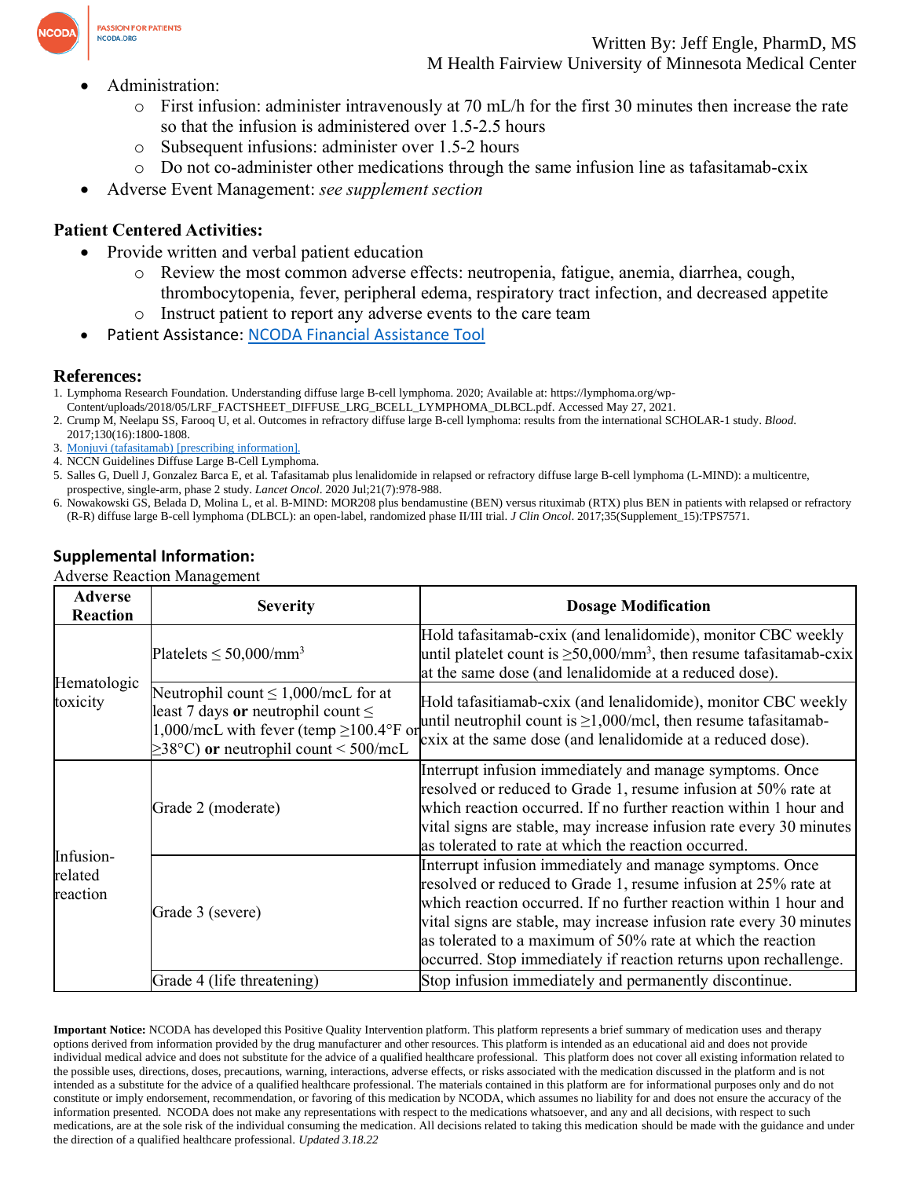- Administration:
  - First infusion: administer intravenously at 70 mL/h for the first 30 minutes then increase the rate so that the infusion is administered over 1.5-2.5 hours
  - Subsequent infusions: administer over 1.5-2 hours
  - Do not co-administer other medications through the same infusion line as tafasitamab-cxix
- Adverse Event Management: *see supplement section*

## Patient Centered Activities:

- Provide written and verbal patient education
  - Review the most common adverse effects: neutropenia, fatigue, anemia, diarrhea, cough, thrombocytopenia, fever, peripheral edema, respiratory tract infection, and decreased appetite
  - Instruct patient to report any adverse events to the care team
- Patient Assistance: [NCODA Financial Assistance Tool]

## References:

1. Lymphoma Research Foundation. Understanding diffuse large B-cell lymphoma. 2020; Available at: https://lymphoma.org/wp-Content/uploads/2018/05/LRF_FACTSHEET_DIFFUSE_LRG_BCELL_LYMPHOMA_DLBCL.pdf. Accessed May 27, 2021.
2. Crump M, Neelapu SS, Farooq U, et al. Outcomes in refractory diffuse large B-cell lymphoma: results from the international SCHOLAR-1 study. *Blood*. 2017;130(16):1800-1808.
3. Monjuvi (tafasitamab) [prescribing information].
4. NCCN Guidelines Diffuse Large B-Cell Lymphoma.
5. Salles G, Duell J, Gonzalez Barca E, et al. Tafasitamab plus lenalidomide in relapsed or refractory diffuse large B-cell lymphoma (L-MIND): a multicentre, prospective, single-arm, phase 2 study. *Lancet Oncol*. 2020 Jul;21(7):978-988.
6. Nowakowski GS, Belada D, Molina L, et al. B-MIND: MOR208 plus bendamustine (BEN) versus rituximab (RTX) plus BEN in patients with relapsed or refractory (R-R) diffuse large B-cell lymphoma (DLBCL): an open-label, randomized phase II/III trial. *J Clin Oncol*. 2017;35(Supplement_15):TPS7571.

## Supplemental Information:

Adverse Reaction Management

| Adverse Reaction | Severity | Dosage Modification |
|---|---|---|
| Hematologic toxicity | Platelets ≤ 50,000/mm$^3$ | Hold tafasitamab-cxix (and lenalidomide), monitor CBC weekly until platelet count is ≥50,000/mm$^3$, then resume tafasitamab-cxix at the same dose (and lenalidomide at a reduced dose). |
| | Neutrophil count ≤ 1,000/mcL for at least 7 days **or** neutrophil count ≤ 1,000/mcL with fever (temp ≥100.4°F or ≥38°C) **or** neutrophil count < 500/mcL | Hold tafasitiamab-cxix (and lenalidomide), monitor CBC weekly until neutrophil count is ≥1,000/mcl, then resume tafasitamab-cxix at the same dose (and lenalidomide at a reduced dose). |
| Infusion-related reaction | Grade 2 (moderate) | Interrupt infusion immediately and manage symptoms. Once resolved or reduced to Grade 1, resume infusion at 50% rate at which reaction occurred. If no further reaction within 1 hour and vital signs are stable, may increase infusion rate every 30 minutes as tolerated to rate at which the reaction occurred. |
| | Grade 3 (severe) | Interrupt infusion immediately and manage symptoms. Once resolved or reduced to Grade 1, resume infusion at 25% rate at which reaction occurred. If no further reaction within 1 hour and vital signs are stable, may increase infusion rate every 30 minutes as tolerated to a maximum of 50% rate at which the reaction occurred. Stop immediately if reaction returns upon rechallenge. |
| | Grade 4 (life threatening) | Stop infusion immediately and permanently discontinue. |

**Important Notice:** NCODA has developed this Positive Quality Intervention platform. This platform represents a brief summary of medication uses and therapy options derived from information provided by the drug manufacturer and other resources. This platform is intended as an educational aid and does not provide individual medical advice and does not substitute for the advice of a qualified healthcare professional. This platform does not cover all existing information related to the possible uses, directions, doses, precautions, warning, interactions, adverse effects, or risks associated with the medication discussed in the platform and is not intended as a substitute for the advice of a qualified healthcare professional. The materials contained in this platform are for informational purposes only and do not constitute or imply endorsement, recommendation, or favoring of this medication by NCODA, which assumes no liability for and does not ensure the accuracy of the information presented. NCODA does not make any representations with respect to the medications whatsoever, and any and all decisions, with respect to such medications, are at the sole risk of the individual consuming the medication. All decisions related to taking this medication should be made with the guidance and under the direction of a qualified healthcare professional. *Updated 3.18.22*